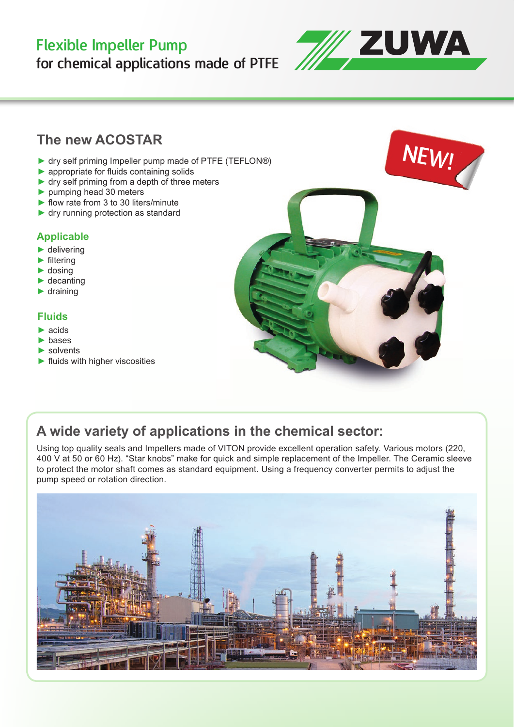# Flexible Impeller Pump

**for chemical applications made of PTFE**

ZUWA

## The new ACOSTAR

NEW!

- dry self priming Impeller pump made of PTFE (TEFLON®)
- appropriate for fluids containing solids
- dry self priming from a depth of three meters
- pumping head 30 meters
- flow rate from 3 to 30 liters/minute
- dry running protection as standard

### Applicable

- delivering
- filtering
- dosing
- decanting
- draining

### Fluids

- acids
- bases
- solvents
- fluids with higher viscosities

## A wide variety of applications in the chemical sector:

Using top quality seals and Impellers made of VITON provide excellent operation safety. Various motors (220, 400 V at 50 or 60 Hz). "Star knobs" make for quick and simple replacement of the Impeller. The Ceramic sleeve to protect the motor shaft comes as standard equipment. Using a frequency converter permits to adjust the pump speed or rotation direction.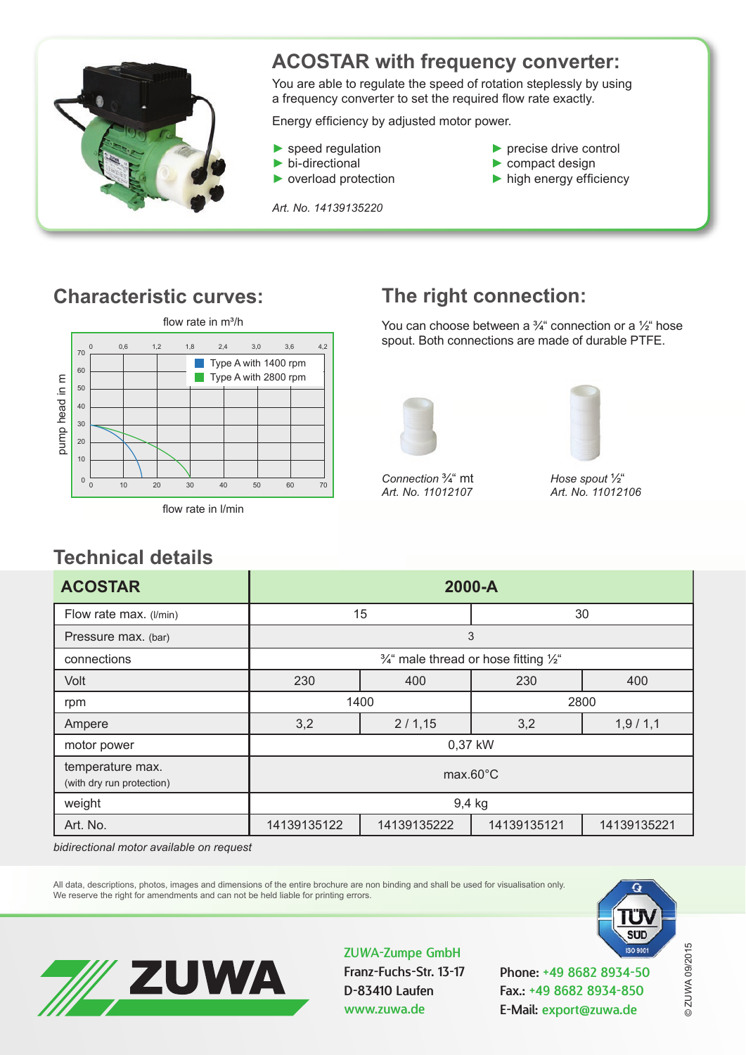## ACOSTAR with frequency converter:

You are able to regulate the speed of rotation steplessly by using a frequency converter to set the required flow rate exactly.

Energy efficiency by adjusted motor power.

- speed regulation
- bi-directional
- overload protection
- precise drive control
- compact design
- high energy efficiency

*Art. No. 14139135220*

## Characteristic curves:

flow rate in m³/h

0 0,6 1,2 1,8 2,4 3,0 3,6 4,2

pump head in m

70 60 50 40 30 20 10 0

Type A with 1400 rpm

Type A with 2800 rpm

0 10 20 30 40 50 60 70

flow rate in l/min

## The right connection:

You can choose between a ¾“ connection or a ½“ hose spout. Both connections are made of durable PTFE.

*Connection ¾“ mt*
*Art. No. 11012107*

*Hose spout ½“*
*Art. No. 11012106*

## Technical details

| ACOSTAR | 2000-A | | | |
|---|---|---|---|---|
| Flow rate max. (l/min) | 15 | | 30 | |
| Pressure max. (bar) | 3 | | | |
| connections | ¾“ male thread or hose fitting ½“ | | | |
| Volt | 230 | 400 | 230 | 400 |
| rpm | 1400 | | 2800 | |
| Ampere | 3,2 | 2 / 1,15 | 3,2 | 1,9 / 1,1 |
| motor power | 0,37 kW | | | |
| temperature max. (with dry run protection) | max.60°C | | | |
| weight | 9,4 kg | | | |
| Art. No. | 14139135122 | 14139135222 | 14139135121 | 14139135221 |

*bidirectional motor available on request*

All data, descriptions, photos, images and dimensions of the entire brochure are non binding and shall be used for visualisation only. We reserve the right for amendments and can not be held liable for printing errors.

ZUWA-Zumpe GmbH
Franz-Fuchs-Str. 13-17
D-83410 Laufen
www.zuwa.de

Phone: +49 8682 8934-50
Fax.: +49 8682 8934-850
E-Mail: export@zuwa.de

© ZUWA 09/2015